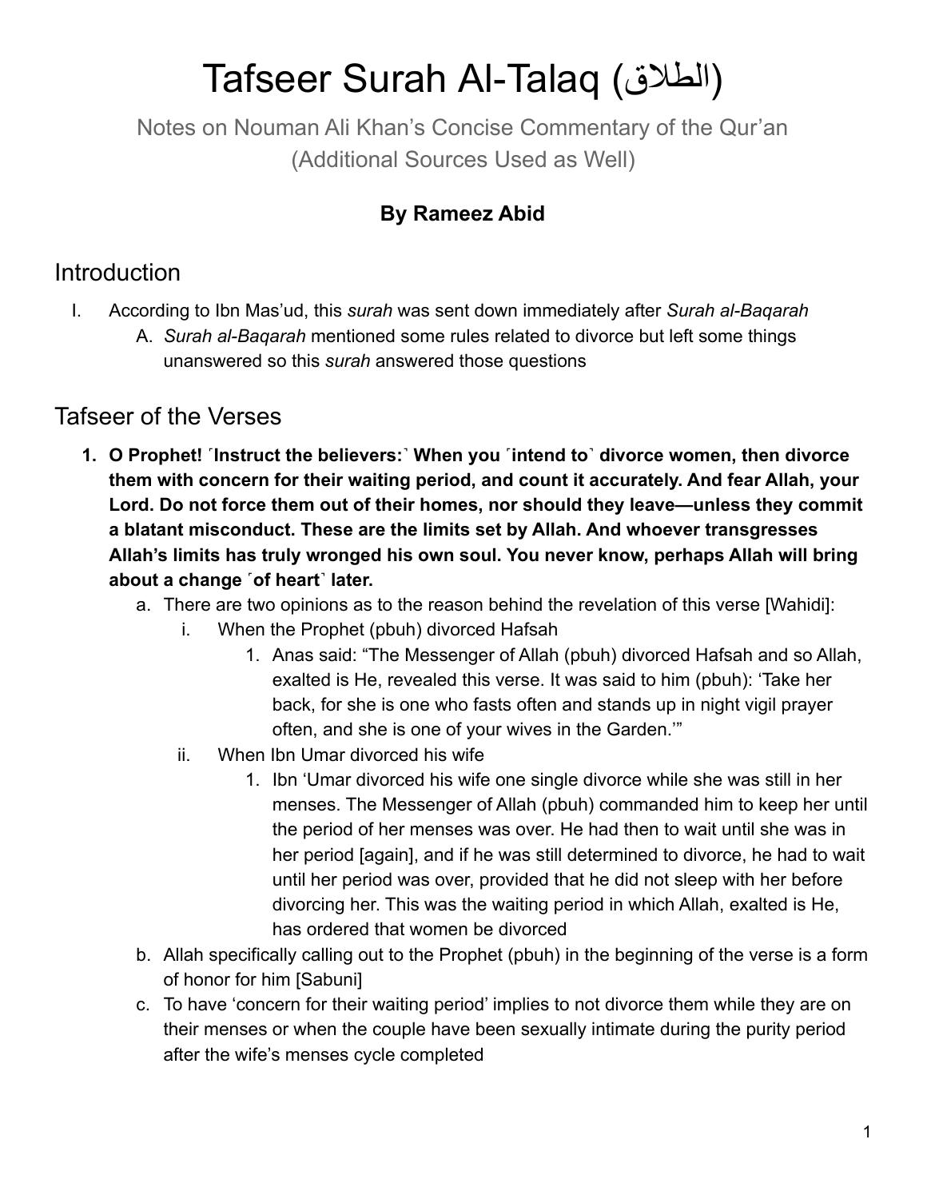# Tafseer Surah Al-Talaq (الطلاق)

Notes on Nouman Ali Khan's Concise Commentary of the Qur'an
(Additional Sources Used as Well)

**By Rameez Abid**

## Introduction

I. According to Ibn Mas'ud, this *surah* was sent down immediately after *Surah al-Baqarah*
   A. *Surah al-Baqarah* mentioned some rules related to divorce but left some things unanswered so this *surah* answered those questions

## Tafseer of the Verses

1. **O Prophet! ˹Instruct the believers:˺ When you ˹intend to˺ divorce women, then divorce them with concern for their waiting period, and count it accurately. And fear Allah, your Lord. Do not force them out of their homes, nor should they leave—unless they commit a blatant misconduct. These are the limits set by Allah. And whoever transgresses Allah's limits has truly wronged his own soul. You never know, perhaps Allah will bring about a change ˹of heart˺ later.**
   a. There are two opinions as to the reason behind the revelation of this verse [Wahidi]:
      i. When the Prophet (pbuh) divorced Hafsah
         1. Anas said: "The Messenger of Allah (pbuh) divorced Hafsah and so Allah, exalted is He, revealed this verse. It was said to him (pbuh): 'Take her back, for she is one who fasts often and stands up in night vigil prayer often, and she is one of your wives in the Garden.'"
      ii. When Ibn Umar divorced his wife
         1. Ibn 'Umar divorced his wife one single divorce while she was still in her menses. The Messenger of Allah (pbuh) commanded him to keep her until the period of her menses was over. He had then to wait until she was in her period [again], and if he was still determined to divorce, he had to wait until her period was over, provided that he did not sleep with her before divorcing her. This was the waiting period in which Allah, exalted is He, has ordered that women be divorced
   b. Allah specifically calling out to the Prophet (pbuh) in the beginning of the verse is a form of honor for him [Sabuni]
   c. To have 'concern for their waiting period' implies to not divorce them while they are on their menses or when the couple have been sexually intimate during the purity period after the wife's menses cycle completed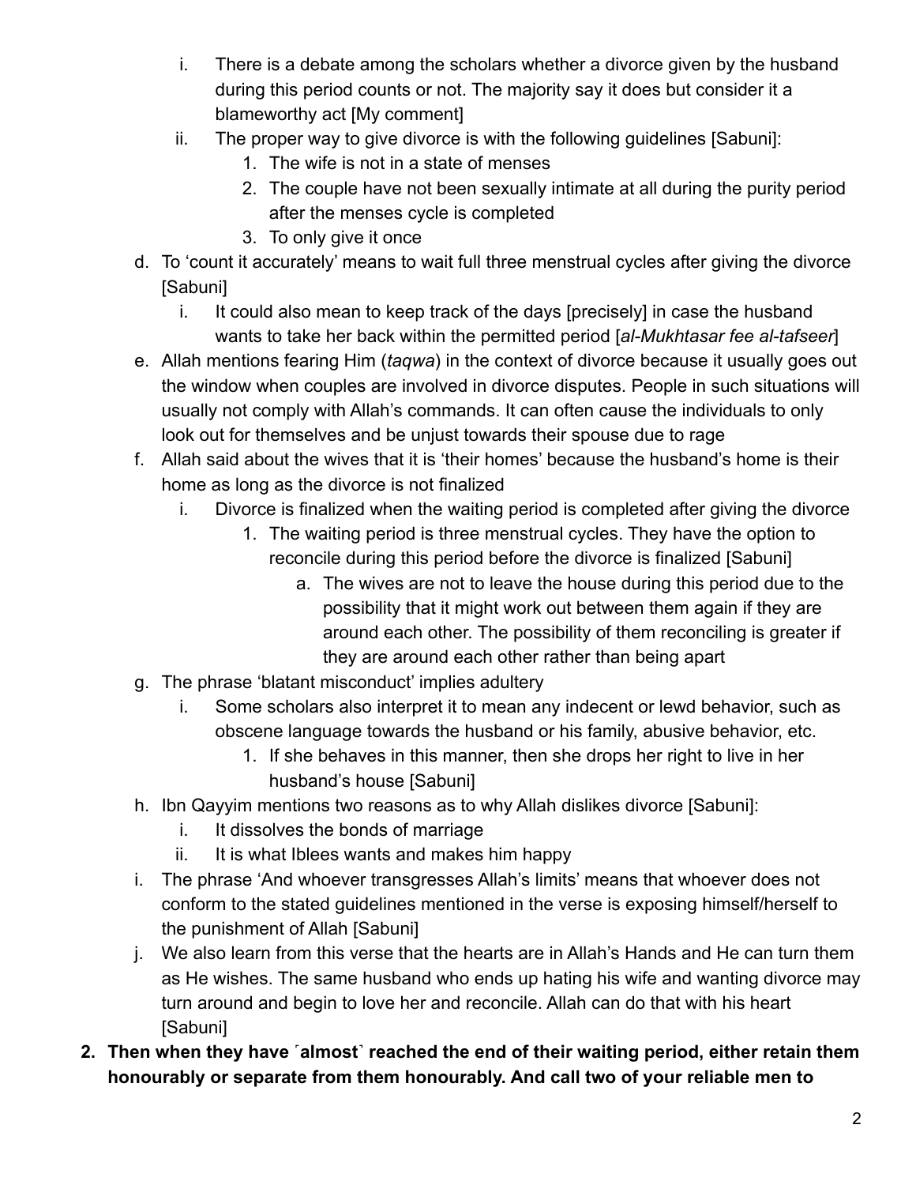i. There is a debate among the scholars whether a divorce given by the husband during this period counts or not. The majority say it does but consider it a blameworthy act [My comment]
        ii. The proper way to give divorce is with the following guidelines [Sabuni]:
            1. The wife is not in a state of menses
            2. The couple have not been sexually intimate at all during the purity period after the menses cycle is completed
            3. To only give it once
    d. To 'count it accurately' means to wait full three menstrual cycles after giving the divorce [Sabuni]
        i. It could also mean to keep track of the days [precisely] in case the husband wants to take her back within the permitted period [*al-Mukhtasar fee al-tafseer*]
    e. Allah mentions fearing Him (*taqwa*) in the context of divorce because it usually goes out the window when couples are involved in divorce disputes. People in such situations will usually not comply with Allah's commands. It can often cause the individuals to only look out for themselves and be unjust towards their spouse due to rage
    f. Allah said about the wives that it is 'their homes' because the husband's home is their home as long as the divorce is not finalized
        i. Divorce is finalized when the waiting period is completed after giving the divorce
            1. The waiting period is three menstrual cycles. They have the option to reconcile during this period before the divorce is finalized [Sabuni]
                a. The wives are not to leave the house during this period due to the possibility that it might work out between them again if they are around each other. The possibility of them reconciling is greater if they are around each other rather than being apart
    g. The phrase 'blatant misconduct' implies adultery
        i. Some scholars also interpret it to mean any indecent or lewd behavior, such as obscene language towards the husband or his family, abusive behavior, etc.
            1. If she behaves in this manner, then she drops her right to live in her husband's house [Sabuni]
    h. Ibn Qayyim mentions two reasons as to why Allah dislikes divorce [Sabuni]:
        i. It dissolves the bonds of marriage
        ii. It is what Iblees wants and makes him happy
    i. The phrase 'And whoever transgresses Allah's limits' means that whoever does not conform to the stated guidelines mentioned in the verse is exposing himself/herself to the punishment of Allah [Sabuni]
    j. We also learn from this verse that the hearts are in Allah's Hands and He can turn them as He wishes. The same husband who ends up hating his wife and wanting divorce may turn around and begin to love her and reconcile. Allah can do that with his heart [Sabuni]

2. **Then when they have ˹almost˺ reached the end of their waiting period, either retain them honourably or separate from them honourably. And call two of your reliable men to**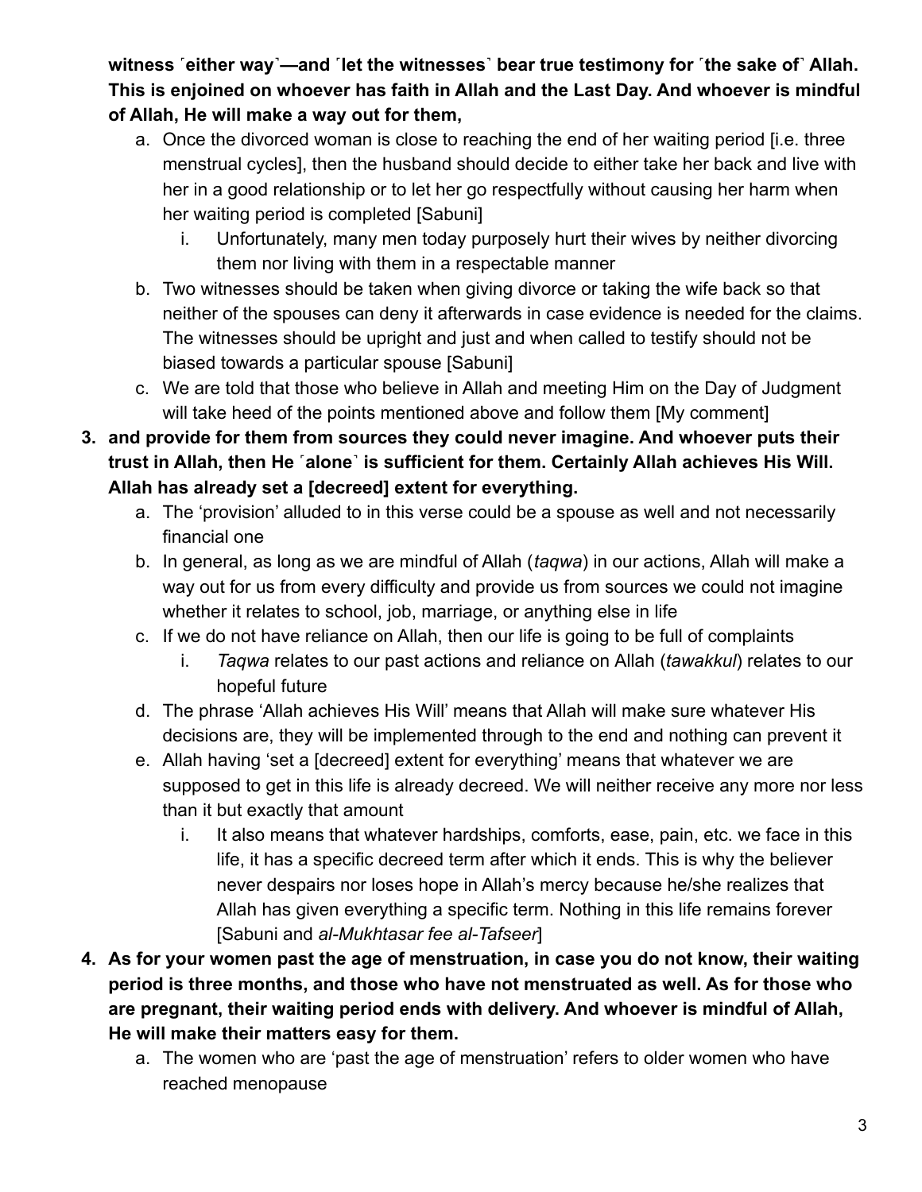**witness ⌜either way⌝—and ⌜let the witnesses⌝ bear true testimony for ⌜the sake of⌝ Allah. This is enjoined on whoever has faith in Allah and the Last Day. And whoever is mindful of Allah, He will make a way out for them,**

   a. Once the divorced woman is close to reaching the end of her waiting period [i.e. three menstrual cycles], then the husband should decide to either take her back and live with her in a good relationship or to let her go respectfully without causing her harm when her waiting period is completed [Sabuni]
      i. Unfortunately, many men today purposely hurt their wives by neither divorcing them nor living with them in a respectable manner
   b. Two witnesses should be taken when giving divorce or taking the wife back so that neither of the spouses can deny it afterwards in case evidence is needed for the claims. The witnesses should be upright and just and when called to testify should not be biased towards a particular spouse [Sabuni]
   c. We are told that those who believe in Allah and meeting Him on the Day of Judgment will take heed of the points mentioned above and follow them [My comment]

3. **and provide for them from sources they could never imagine. And whoever puts their trust in Allah, then He ⌜alone⌝ is sufficient for them. Certainly Allah achieves His Will. Allah has already set a [decreed] extent for everything.**
   a. The 'provision' alluded to in this verse could be a spouse as well and not necessarily financial one
   b. In general, as long as we are mindful of Allah (*taqwa*) in our actions, Allah will make a way out for us from every difficulty and provide us from sources we could not imagine whether it relates to school, job, marriage, or anything else in life
   c. If we do not have reliance on Allah, then our life is going to be full of complaints
      i. *Taqwa* relates to our past actions and reliance on Allah (*tawakkul*) relates to our hopeful future
   d. The phrase 'Allah achieves His Will' means that Allah will make sure whatever His decisions are, they will be implemented through to the end and nothing can prevent it
   e. Allah having 'set a [decreed] extent for everything' means that whatever we are supposed to get in this life is already decreed. We will neither receive any more nor less than it but exactly that amount
      i. It also means that whatever hardships, comforts, ease, pain, etc. we face in this life, it has a specific decreed term after which it ends. This is why the believer never despairs nor loses hope in Allah's mercy because he/she realizes that Allah has given everything a specific term. Nothing in this life remains forever [Sabuni and *al-Mukhtasar fee al-Tafseer*]

4. **As for your women past the age of menstruation, in case you do not know, their waiting period is three months, and those who have not menstruated as well. As for those who are pregnant, their waiting period ends with delivery. And whoever is mindful of Allah, He will make their matters easy for them.**
   a. The women who are 'past the age of menstruation' refers to older women who have reached menopause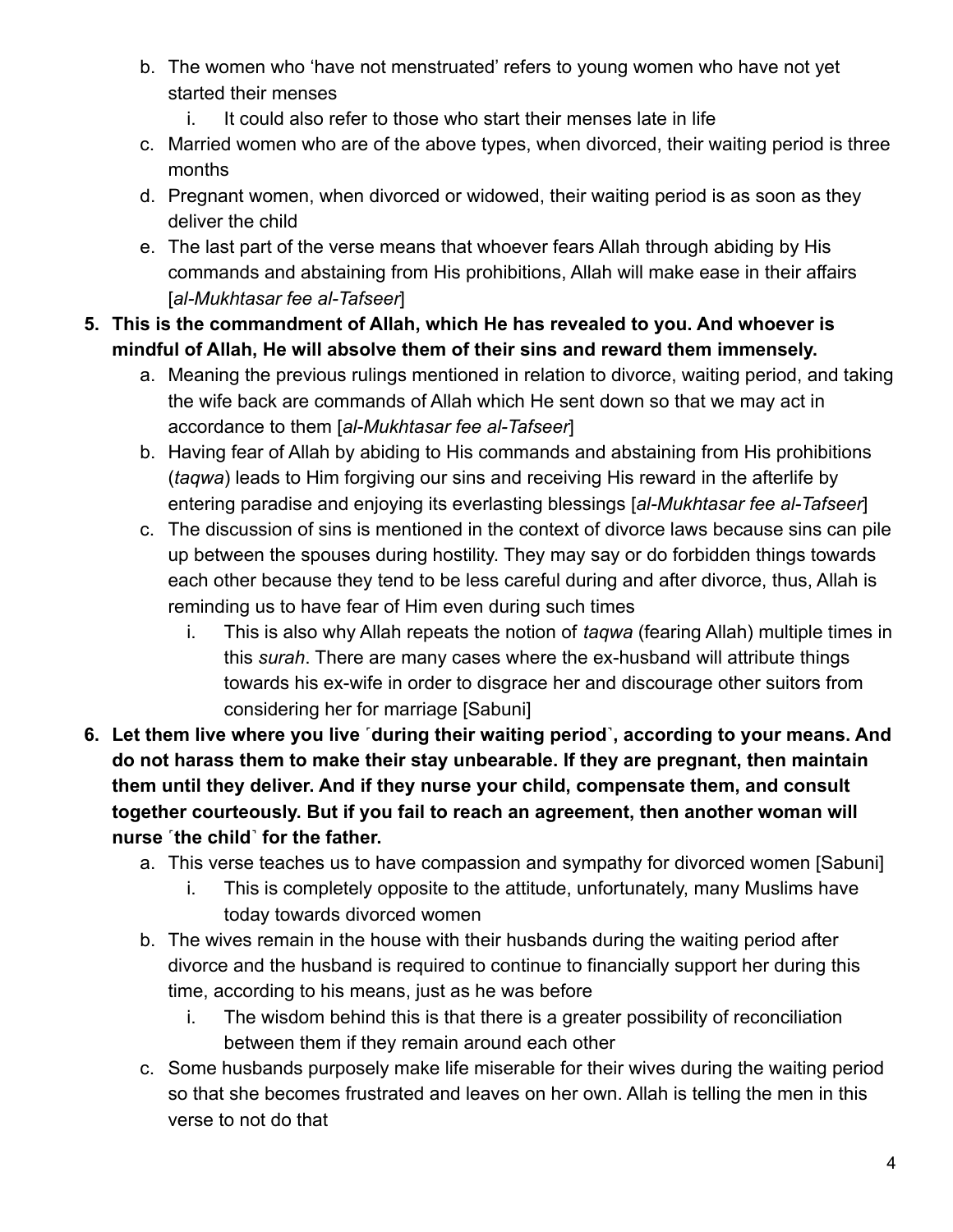b. The women who 'have not menstruated' refers to young women who have not yet started their menses
      i. It could also refer to those who start their menses late in life
   c. Married women who are of the above types, when divorced, their waiting period is three months
   d. Pregnant women, when divorced or widowed, their waiting period is as soon as they deliver the child
   e. The last part of the verse means that whoever fears Allah through abiding by His commands and abstaining from His prohibitions, Allah will make ease in their affairs [*al-Mukhtasar fee al-Tafseer*]

5. **This is the commandment of Allah, which He has revealed to you. And whoever is mindful of Allah, He will absolve them of their sins and reward them immensely.**
   a. Meaning the previous rulings mentioned in relation to divorce, waiting period, and taking the wife back are commands of Allah which He sent down so that we may act in accordance to them [*al-Mukhtasar fee al-Tafseer*]
   b. Having fear of Allah by abiding to His commands and abstaining from His prohibitions (*taqwa*) leads to Him forgiving our sins and receiving His reward in the afterlife by entering paradise and enjoying its everlasting blessings [*al-Mukhtasar fee al-Tafseer*]
   c. The discussion of sins is mentioned in the context of divorce laws because sins can pile up between the spouses during hostility. They may say or do forbidden things towards each other because they tend to be less careful during and after divorce, thus, Allah is reminding us to have fear of Him even during such times
      i. This is also why Allah repeats the notion of *taqwa* (fearing Allah) multiple times in this *surah*. There are many cases where the ex-husband will attribute things towards his ex-wife in order to disgrace her and discourage other suitors from considering her for marriage [Sabuni]

6. **Let them live where you live ˹during their waiting period˺, according to your means. And do not harass them to make their stay unbearable. If they are pregnant, then maintain them until they deliver. And if they nurse your child, compensate them, and consult together courteously. But if you fail to reach an agreement, then another woman will nurse ˹the child˺ for the father.**
   a. This verse teaches us to have compassion and sympathy for divorced women [Sabuni]
      i. This is completely opposite to the attitude, unfortunately, many Muslims have today towards divorced women
   b. The wives remain in the house with their husbands during the waiting period after divorce and the husband is required to continue to financially support her during this time, according to his means, just as he was before
      i. The wisdom behind this is that there is a greater possibility of reconciliation between them if they remain around each other
   c. Some husbands purposely make life miserable for their wives during the waiting period so that she becomes frustrated and leaves on her own. Allah is telling the men in this verse to not do that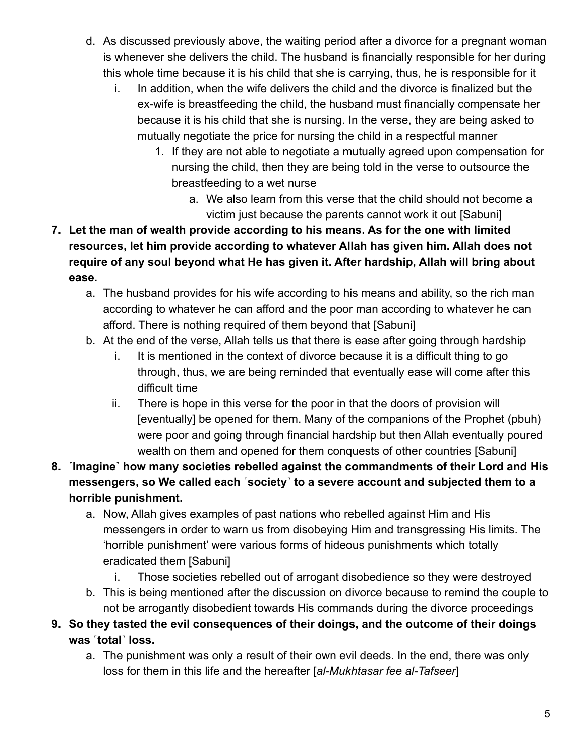d. As discussed previously above, the waiting period after a divorce for a pregnant woman is whenever she delivers the child. The husband is financially responsible for her during this whole time because it is his child that she is carrying, thus, he is responsible for it
      i. In addition, when the wife delivers the child and the divorce is finalized but the ex-wife is breastfeeding the child, the husband must financially compensate her because it is his child that she is nursing. In the verse, they are being asked to mutually negotiate the price for nursing the child in a respectful manner
         1. If they are not able to negotiate a mutually agreed upon compensation for nursing the child, then they are being told in the verse to outsource the breastfeeding to a wet nurse
            a. We also learn from this verse that the child should not become a victim just because the parents cannot work it out [Sabuni]

7. **Let the man of wealth provide according to his means. As for the one with limited resources, let him provide according to whatever Allah has given him. Allah does not require of any soul beyond what He has given it. After hardship, Allah will bring about ease.**
   a. The husband provides for his wife according to his means and ability, so the rich man according to whatever he can afford and the poor man according to whatever he can afford. There is nothing required of them beyond that [Sabuni]
   b. At the end of the verse, Allah tells us that there is ease after going through hardship
      i. It is mentioned in the context of divorce because it is a difficult thing to go through, thus, we are being reminded that eventually ease will come after this difficult time
      ii. There is hope in this verse for the poor in that the doors of provision will [eventually] be opened for them. Many of the companions of the Prophet (pbuh) were poor and going through financial hardship but then Allah eventually poured wealth on them and opened for them conquests of other countries [Sabuni]

8. **˹Imagine˺ how many societies rebelled against the commandments of their Lord and His messengers, so We called each ˹society˺ to a severe account and subjected them to a horrible punishment.**
   a. Now, Allah gives examples of past nations who rebelled against Him and His messengers in order to warn us from disobeying Him and transgressing His limits. The 'horrible punishment' were various forms of hideous punishments which totally eradicated them [Sabuni]
      i. Those societies rebelled out of arrogant disobedience so they were destroyed
   b. This is being mentioned after the discussion on divorce because to remind the couple to not be arrogantly disobedient towards His commands during the divorce proceedings

9. **So they tasted the evil consequences of their doings, and the outcome of their doings was ˹total˺ loss.**
   a. The punishment was only a result of their own evil deeds. In the end, there was only loss for them in this life and the hereafter [*al-Mukhtasar fee al-Tafseer*]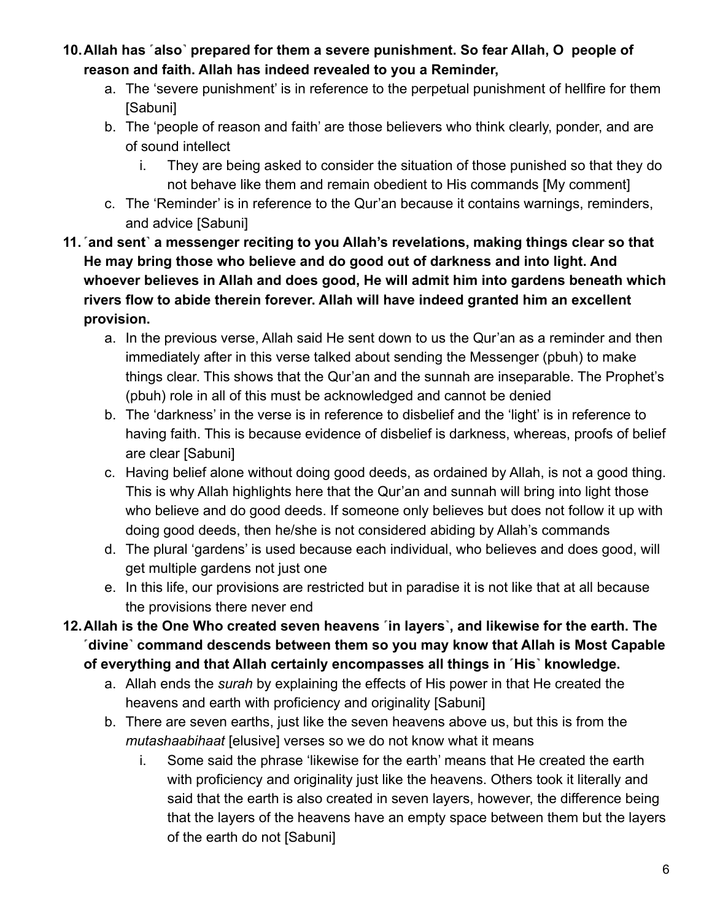10. **Allah has ˹also˺ prepared for them a severe punishment. So fear Allah, O people of reason and faith. Allah has indeed revealed to you a Reminder,**
    a. The 'severe punishment' is in reference to the perpetual punishment of hellfire for them [Sabuni]
    b. The 'people of reason and faith' are those believers who think clearly, ponder, and are of sound intellect
        i. They are being asked to consider the situation of those punished so that they do not behave like them and remain obedient to His commands [My comment]
    c. The 'Reminder' is in reference to the Qur'an because it contains warnings, reminders, and advice [Sabuni]
11. **˹and sent˺ a messenger reciting to you Allah's revelations, making things clear so that He may bring those who believe and do good out of darkness and into light. And whoever believes in Allah and does good, He will admit him into gardens beneath which rivers flow to abide therein forever. Allah will have indeed granted him an excellent provision.**
    a. In the previous verse, Allah said He sent down to us the Qur'an as a reminder and then immediately after in this verse talked about sending the Messenger (pbuh) to make things clear. This shows that the Qur'an and the sunnah are inseparable. The Prophet's (pbuh) role in all of this must be acknowledged and cannot be denied
    b. The 'darkness' in the verse is in reference to disbelief and the 'light' is in reference to having faith. This is because evidence of disbelief is darkness, whereas, proofs of belief are clear [Sabuni]
    c. Having belief alone without doing good deeds, as ordained by Allah, is not a good thing. This is why Allah highlights here that the Qur'an and sunnah will bring into light those who believe and do good deeds. If someone only believes but does not follow it up with doing good deeds, then he/she is not considered abiding by Allah's commands
    d. The plural 'gardens' is used because each individual, who believes and does good, will get multiple gardens not just one
    e. In this life, our provisions are restricted but in paradise it is not like that at all because the provisions there never end
12. **Allah is the One Who created seven heavens ˹in layers˺, and likewise for the earth. The ˹divine˺ command descends between them so you may know that Allah is Most Capable of everything and that Allah certainly encompasses all things in ˹His˺ knowledge.**
    a. Allah ends the *surah* by explaining the effects of His power in that He created the heavens and earth with proficiency and originality [Sabuni]
    b. There are seven earths, just like the seven heavens above us, but this is from the *mutashaabihaat* [elusive] verses so we do not know what it means
        i. Some said the phrase 'likewise for the earth' means that He created the earth with proficiency and originality just like the heavens. Others took it literally and said that the earth is also created in seven layers, however, the difference being that the layers of the heavens have an empty space between them but the layers of the earth do not [Sabuni]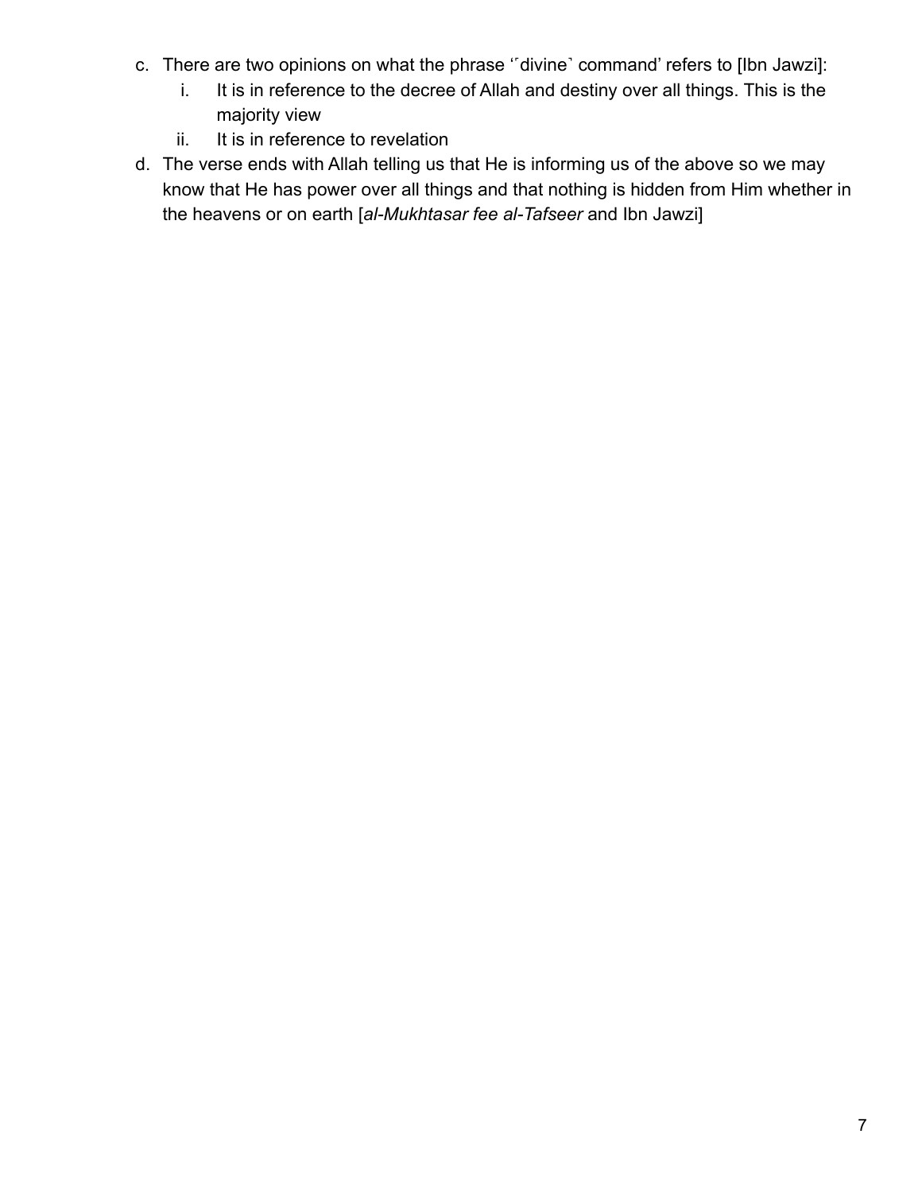c. There are two opinions on what the phrase '⌜divine⌝ command' refers to [Ibn Jawzi]:
   i. It is in reference to the decree of Allah and destiny over all things. This is the majority view
   ii. It is in reference to revelation
d. The verse ends with Allah telling us that He is informing us of the above so we may know that He has power over all things and that nothing is hidden from Him whether in the heavens or on earth [*al-Mukhtasar fee al-Tafseer* and Ibn Jawzi]